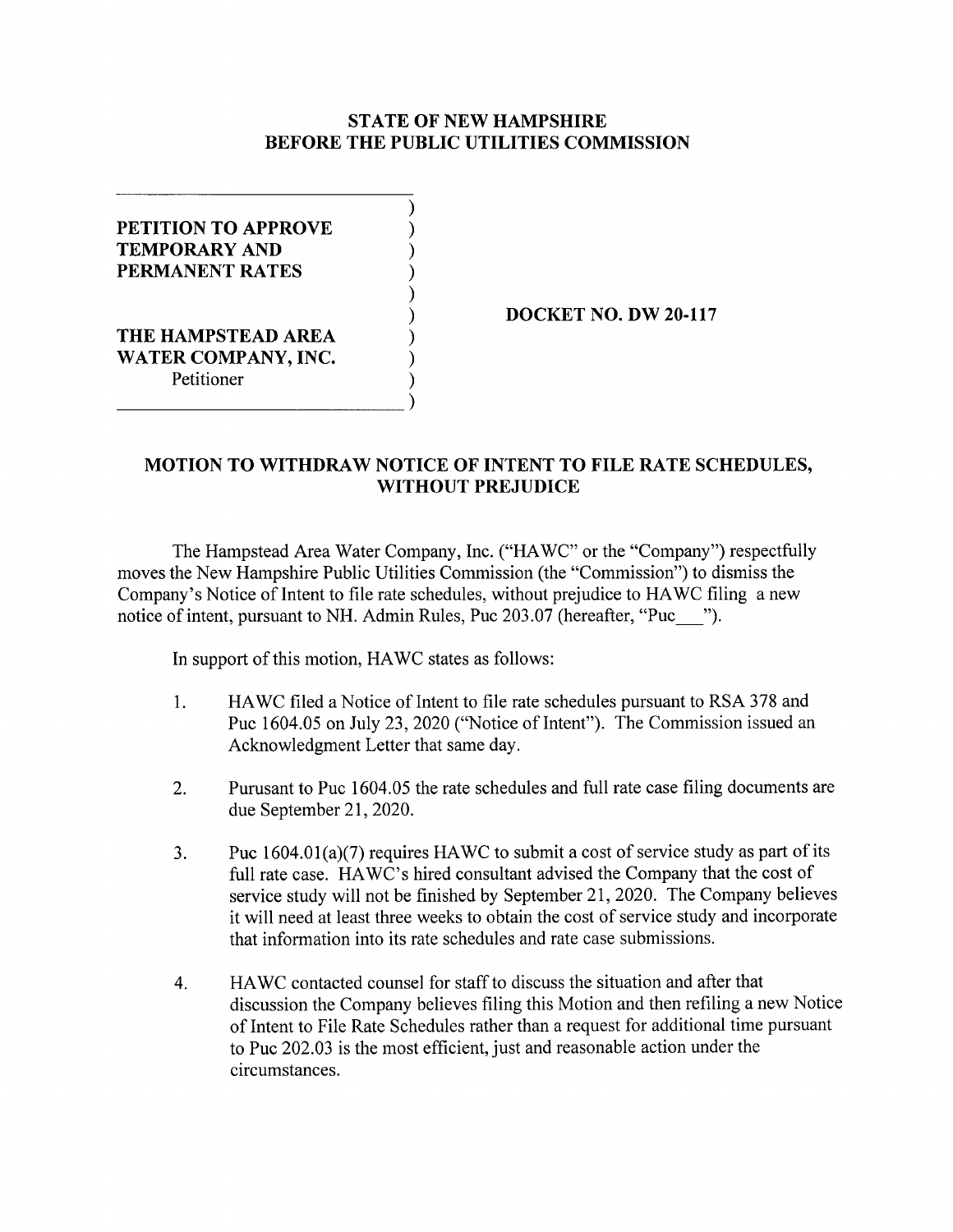**STATE OF NEW HAMPSHIRE**
**BEFORE THE PUBLIC UTILITIES COMMISSION**

**PETITION TO APPROVE TEMPORARY AND PERMANENT RATES**

**THE HAMPSTEAD AREA WATER COMPANY, INC.**
Petitioner

**DOCKET NO. DW 20-117**

## MOTION TO WITHDRAW NOTICE OF INTENT TO FILE RATE SCHEDULES, WITHOUT PREJUDICE

The Hampstead Area Water Company, Inc. ("HAWC" or the "Company") respectfully moves the New Hampshire Public Utilities Commission (the "Commission") to dismiss the Company's Notice of Intent to file rate schedules, without prejudice to HAWC filing a new notice of intent, pursuant to NH. Admin Rules, Puc 203.07 (hereafter, "Puc___").

In support of this motion, HAWC states as follows:

1. HAWC filed a Notice of Intent to file rate schedules pursuant to RSA 378 and Puc 1604.05 on July 23, 2020 ("Notice of Intent"). The Commission issued an Acknowledgment Letter that same day.

2. Purusant to Puc 1604.05 the rate schedules and full rate case filing documents are due September 21, 2020.

3. Puc 1604.01(a)(7) requires HAWC to submit a cost of service study as part of its full rate case. HAWC's hired consultant advised the Company that the cost of service study will not be finished by September 21, 2020. The Company believes it will need at least three weeks to obtain the cost of service study and incorporate that information into its rate schedules and rate case submissions.

4. HAWC contacted counsel for staff to discuss the situation and after that discussion the Company believes filing this Motion and then refiling a new Notice of Intent to File Rate Schedules rather than a request for additional time pursuant to Puc 202.03 is the most efficient, just and reasonable action under the circumstances.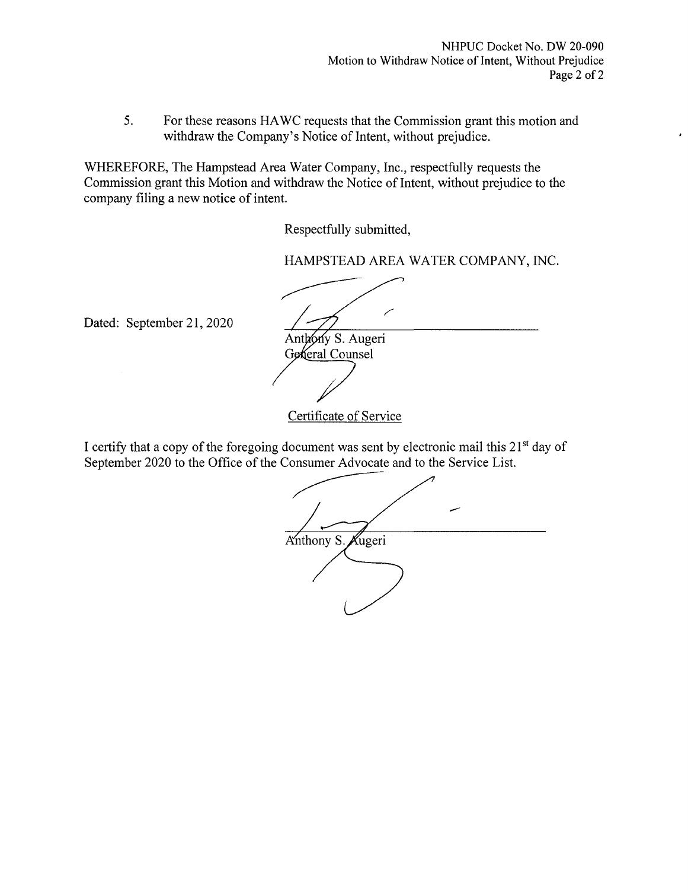5. For these reasons HAWC requests that the Commission grant this motion and withdraw the Company's Notice of Intent, without prejudice.

WHEREFORE, The Hampstead Area Water Company, Inc., respectfully requests the Commission grant this Motion and withdraw the Notice of Intent, without prejudice to the company filing a new notice of intent.

Respectfully submitted,

HAMPSTEAD AREA WATER COMPANY, INC.

Dated: September 21, 2020

Anthony S. Augeri
General Counsel

<u>Certificate of Service</u>

I certify that a copy of the foregoing document was sent by electronic mail this 21st day of September 2020 to the Office of the Consumer Advocate and to the Service List.

Anthony S. Augeri